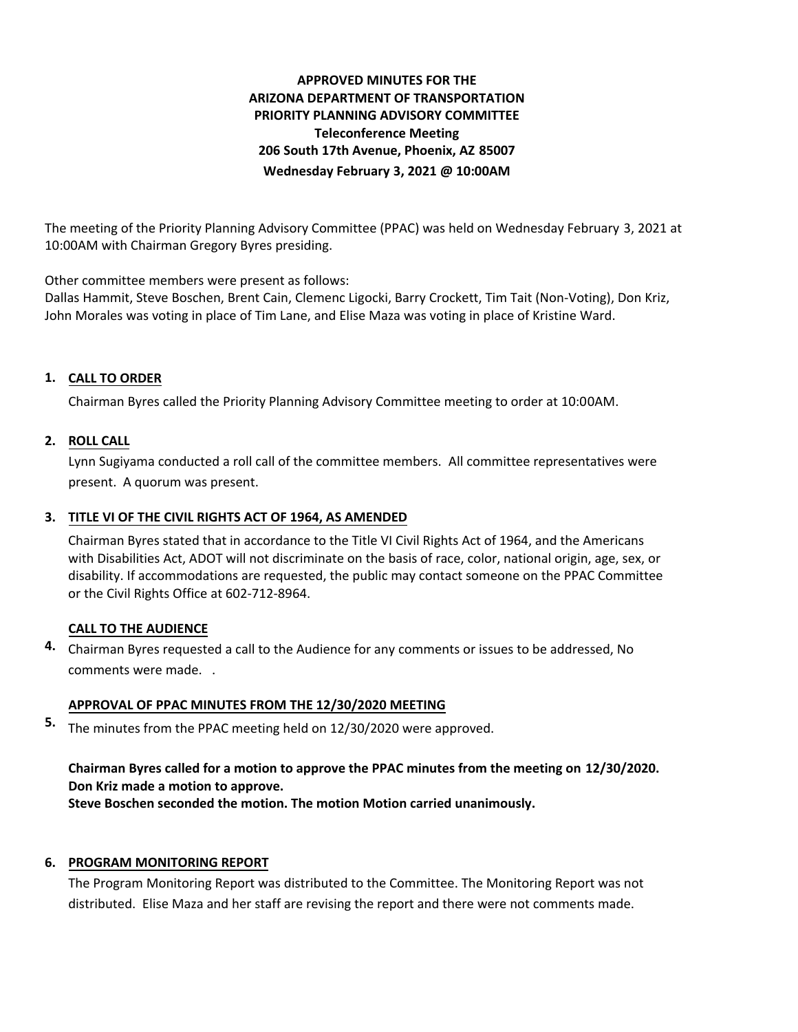**APPROVED MINUTES FOR THE**
**ARIZONA DEPARTMENT OF TRANSPORTATION**
**PRIORITY PLANNING ADVISORY COMMITTEE**
**Teleconference Meeting**
**206 South 17th Avenue, Phoenix, AZ 85007**
**Wednesday February 3, 2021 @ 10:00AM**

The meeting of the Priority Planning Advisory Committee (PPAC) was held on Wednesday February 3, 2021 at 10:00AM with Chairman Gregory Byres presiding.

Other committee members were present as follows:
Dallas Hammit, Steve Boschen, Brent Cain, Clemenc Ligocki, Barry Crockett, Tim Tait (Non-Voting), Don Kriz, John Morales was voting in place of Tim Lane, and Elise Maza was voting in place of Kristine Ward.

## 1. CALL TO ORDER

Chairman Byres called the Priority Planning Advisory Committee meeting to order at 10:00AM.

## 2. ROLL CALL

Lynn Sugiyama conducted a roll call of the committee members. All committee representatives were present. A quorum was present.

## 3. TITLE VI OF THE CIVIL RIGHTS ACT OF 1964, AS AMENDED

Chairman Byres stated that in accordance to the Title VI Civil Rights Act of 1964, and the Americans with Disabilities Act, ADOT will not discriminate on the basis of race, color, national origin, age, sex, or disability. If accommodations are requested, the public may contact someone on the PPAC Committee or the Civil Rights Office at 602-712-8964.

## 4. CALL TO THE AUDIENCE

Chairman Byres requested a call to the Audience for any comments or issues to be addressed, No comments were made. .

## 5. APPROVAL OF PPAC MINUTES FROM THE 12/30/2020 MEETING

The minutes from the PPAC meeting held on 12/30/2020 were approved.

**Chairman Byres called for a motion to approve the PPAC minutes from the meeting on 12/30/2020.**
**Don Kriz made a motion to approve.**
**Steve Boschen seconded the motion. The motion Motion carried unanimously.**

## 6. PROGRAM MONITORING REPORT

The Program Monitoring Report was distributed to the Committee. The Monitoring Report was not distributed. Elise Maza and her staff are revising the report and there were not comments made.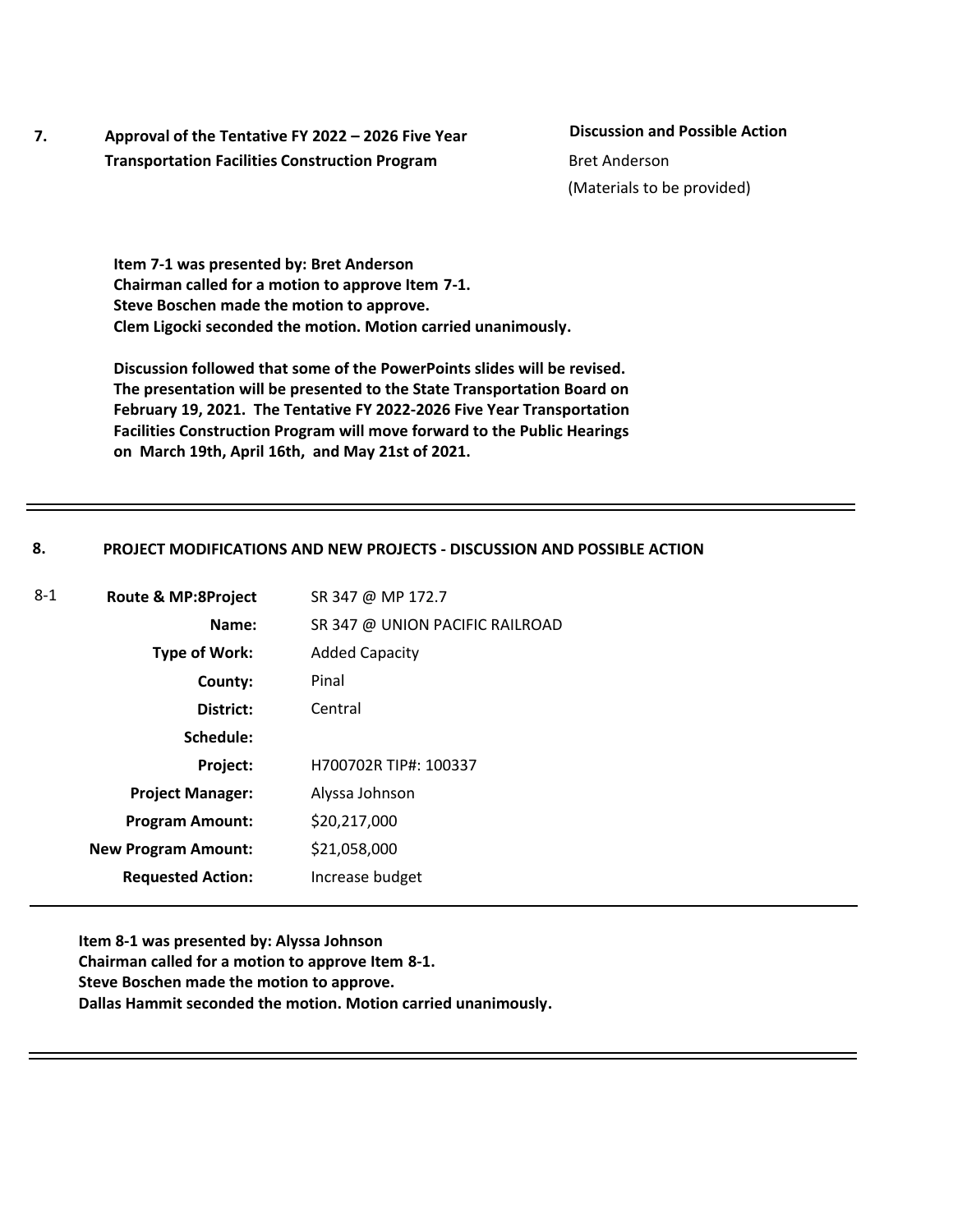**7. Approval of the Tentative FY 2022 – 2026 Five Year Transportation Facilities Construction Program**

**Discussion and Possible Action**
Bret Anderson
(Materials to be provided)

**Item 7-1 was presented by: Bret Anderson**
**Chairman called for a motion to approve Item 7-1.**
**Steve Boschen made the motion to approve.**
**Clem Ligocki seconded the motion. Motion carried unanimously.**

**Discussion followed that some of the PowerPoints slides will be revised. The presentation will be presented to the State Transportation Board on February 19, 2021. The Tentative FY 2022-2026 Five Year Transportation Facilities Construction Program will move forward to the Public Hearings on March 19th, April 16th, and May 21st of 2021.**

---

## 8. PROJECT MODIFICATIONS AND NEW PROJECTS - DISCUSSION AND POSSIBLE ACTION

8-1

| | |
|---|---|
| **Route & MP:8Project** | SR 347 @ MP 172.7 |
| **Name:** | SR 347 @ UNION PACIFIC RAILROAD |
| **Type of Work:** | Added Capacity |
| **County:** | Pinal |
| **District:** | Central |
| **Schedule:** | |
| **Project:** | H700702R TIP#: 100337 |
| **Project Manager:** | Alyssa Johnson |
| **Program Amount:** | $20,217,000 |
| **New Program Amount:** | $21,058,000 |
| **Requested Action:** | Increase budget |

**Item 8-1 was presented by: Alyssa Johnson**
**Chairman called for a motion to approve Item 8-1.**
**Steve Boschen made the motion to approve.**
**Dallas Hammit seconded the motion. Motion carried unanimously.**

---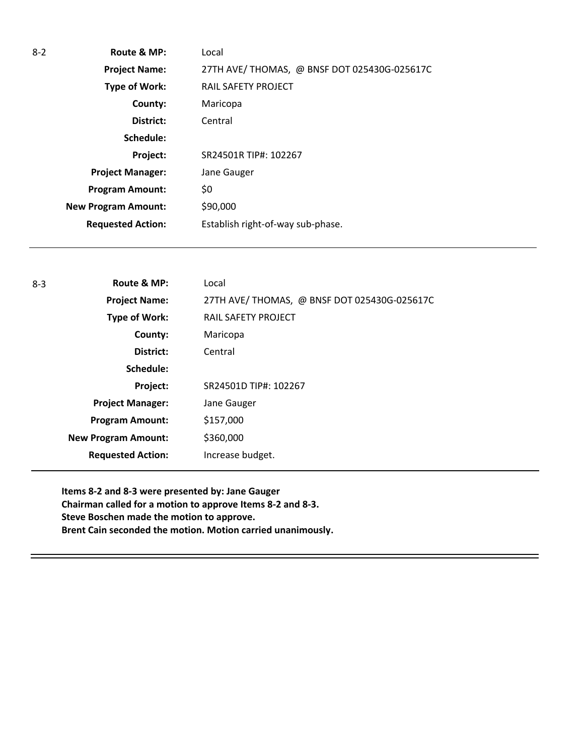8-2

| | |
|---|---|
| **Route & MP:** | Local |
| **Project Name:** | 27TH AVE/ THOMAS, @ BNSF DOT 025430G-025617C |
| **Type of Work:** | RAIL SAFETY PROJECT |
| **County:** | Maricopa |
| **District:** | Central |
| **Schedule:** | |
| **Project:** | SR24501R TIP#: 102267 |
| **Project Manager:** | Jane Gauger |
| **Program Amount:** | $0 |
| **New Program Amount:** | $90,000 |
| **Requested Action:** | Establish right-of-way sub-phase. |

---

8-3

| | |
|---|---|
| **Route & MP:** | Local |
| **Project Name:** | 27TH AVE/ THOMAS, @ BNSF DOT 025430G-025617C |
| **Type of Work:** | RAIL SAFETY PROJECT |
| **County:** | Maricopa |
| **District:** | Central |
| **Schedule:** | |
| **Project:** | SR24501D TIP#: 102267 |
| **Project Manager:** | Jane Gauger |
| **Program Amount:** | $157,000 |
| **New Program Amount:** | $360,000 |
| **Requested Action:** | Increase budget. |

---

**Items 8-2 and 8-3 were presented by: Jane Gauger**
**Chairman called for a motion to approve Items 8-2 and 8-3.**
**Steve Boschen made the motion to approve.**
**Brent Cain seconded the motion. Motion carried unanimously.**

---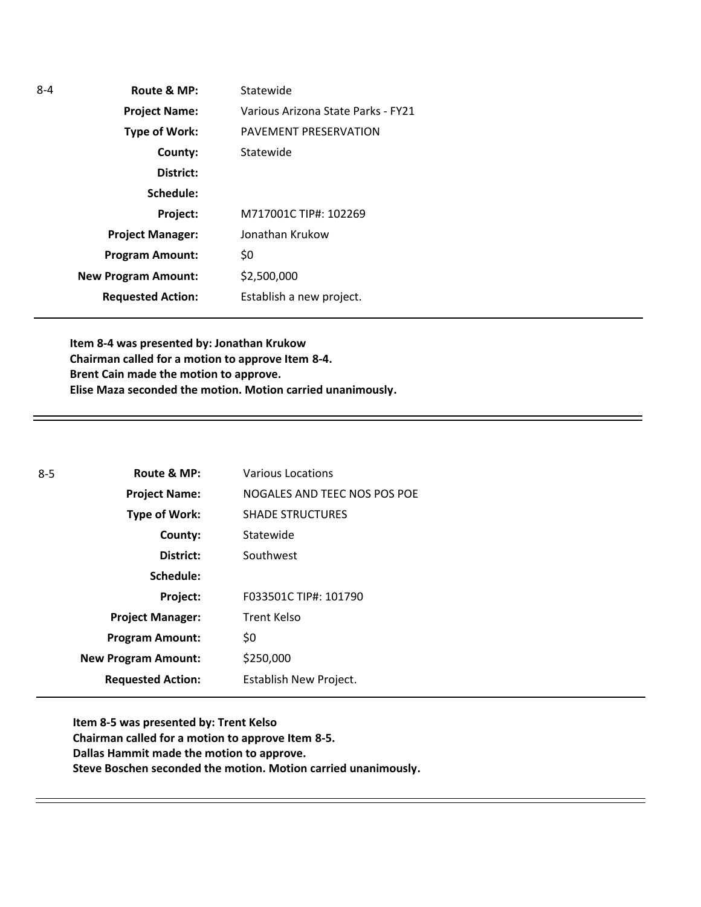8-4

| | |
|---|---|
| **Route & MP:** | Statewide |
| **Project Name:** | Various Arizona State Parks - FY21 |
| **Type of Work:** | PAVEMENT PRESERVATION |
| **County:** | Statewide |
| **District:** | |
| **Schedule:** | |
| **Project:** | M717001C TIP#: 102269 |
| **Project Manager:** | Jonathan Krukow |
| **Program Amount:** | \$0 |
| **New Program Amount:** | \$2,500,000 |
| **Requested Action:** | Establish a new project. |

**Item 8-4 was presented by: Jonathan Krukow**
**Chairman called for a motion to approve Item 8-4.**
**Brent Cain made the motion to approve.**
**Elise Maza seconded the motion. Motion carried unanimously.**

---

8-5

| | |
|---|---|
| **Route & MP:** | Various Locations |
| **Project Name:** | NOGALES AND TEEC NOS POS POE |
| **Type of Work:** | SHADE STRUCTURES |
| **County:** | Statewide |
| **District:** | Southwest |
| **Schedule:** | |
| **Project:** | F033501C TIP#: 101790 |
| **Project Manager:** | Trent Kelso |
| **Program Amount:** | \$0 |
| **New Program Amount:** | \$250,000 |
| **Requested Action:** | Establish New Project. |

**Item 8-5 was presented by: Trent Kelso**
**Chairman called for a motion to approve Item 8-5.**
**Dallas Hammit made the motion to approve.**
**Steve Boschen seconded the motion. Motion carried unanimously.**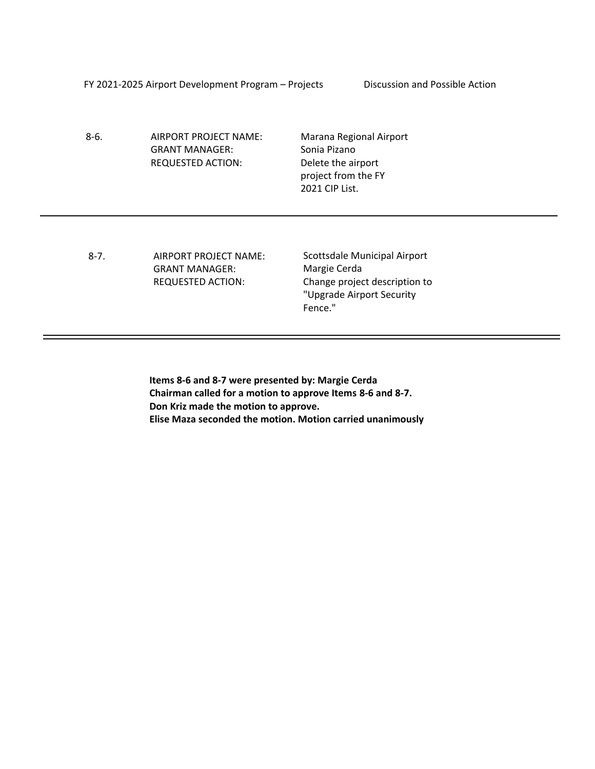FY 2021-2025 Airport Development Program – Projects Discussion and Possible Action

| | | |
|---|---|---|
| 8-6. | AIRPORT PROJECT NAME: | Marana Regional Airport |
| | GRANT MANAGER: | Sonia Pizano |
| | REQUESTED ACTION: | Delete the airport project from the FY 2021 CIP List. |

---

| | | |
|---|---|---|
| 8-7. | AIRPORT PROJECT NAME: | Scottsdale Municipal Airport |
| | GRANT MANAGER: | Margie Cerda |
| | REQUESTED ACTION: | Change project description to "Upgrade Airport Security Fence." |

---

**Items 8-6 and 8-7 were presented by: Margie Cerda**
**Chairman called for a motion to approve Items 8-6 and 8-7.**
**Don Kriz made the motion to approve.**
**Elise Maza seconded the motion. Motion carried unanimously**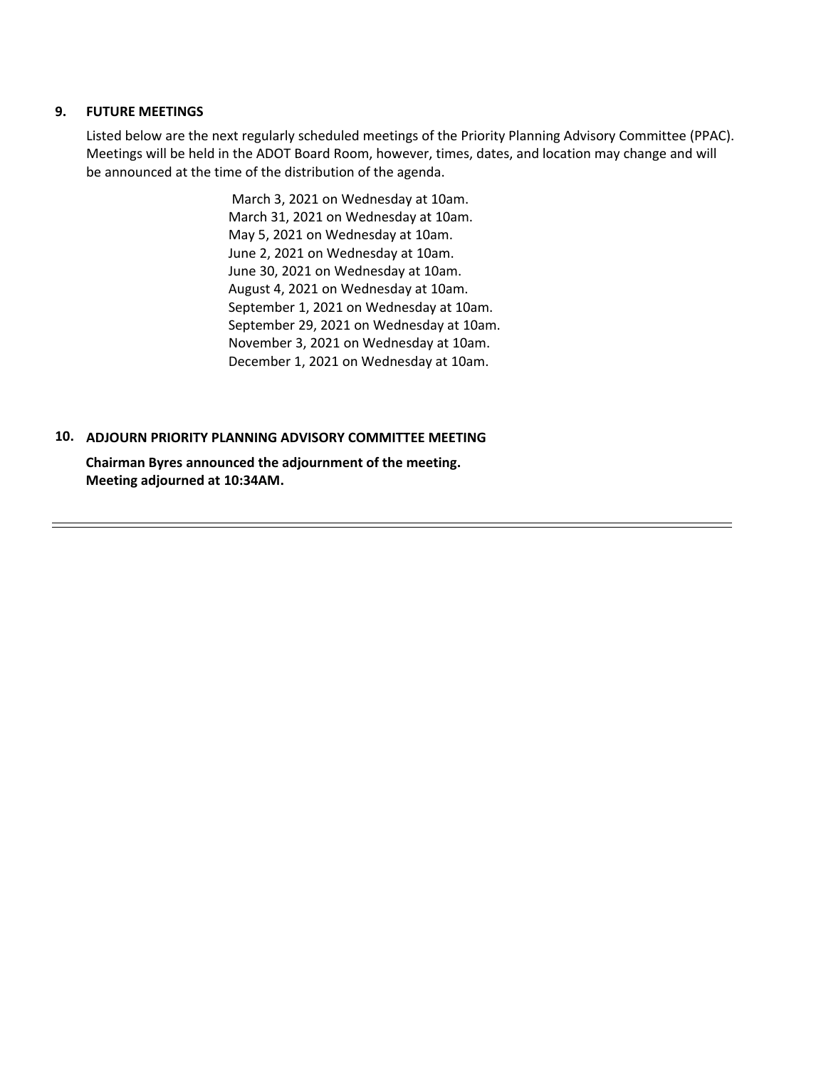## 9. FUTURE MEETINGS

Listed below are the next regularly scheduled meetings of the Priority Planning Advisory Committee (PPAC). Meetings will be held in the ADOT Board Room, however, times, dates, and location may change and will be announced at the time of the distribution of the agenda.

March 3, 2021 on Wednesday at 10am.
March 31, 2021 on Wednesday at 10am.
May 5, 2021 on Wednesday at 10am.
June 2, 2021 on Wednesday at 10am.
June 30, 2021 on Wednesday at 10am.
August 4, 2021 on Wednesday at 10am.
September 1, 2021 on Wednesday at 10am.
September 29, 2021 on Wednesday at 10am.
November 3, 2021 on Wednesday at 10am.
December 1, 2021 on Wednesday at 10am.

## 10. ADJOURN PRIORITY PLANNING ADVISORY COMMITTEE MEETING

**Chairman Byres announced the adjournment of the meeting.**
**Meeting adjourned at 10:34AM.**

---